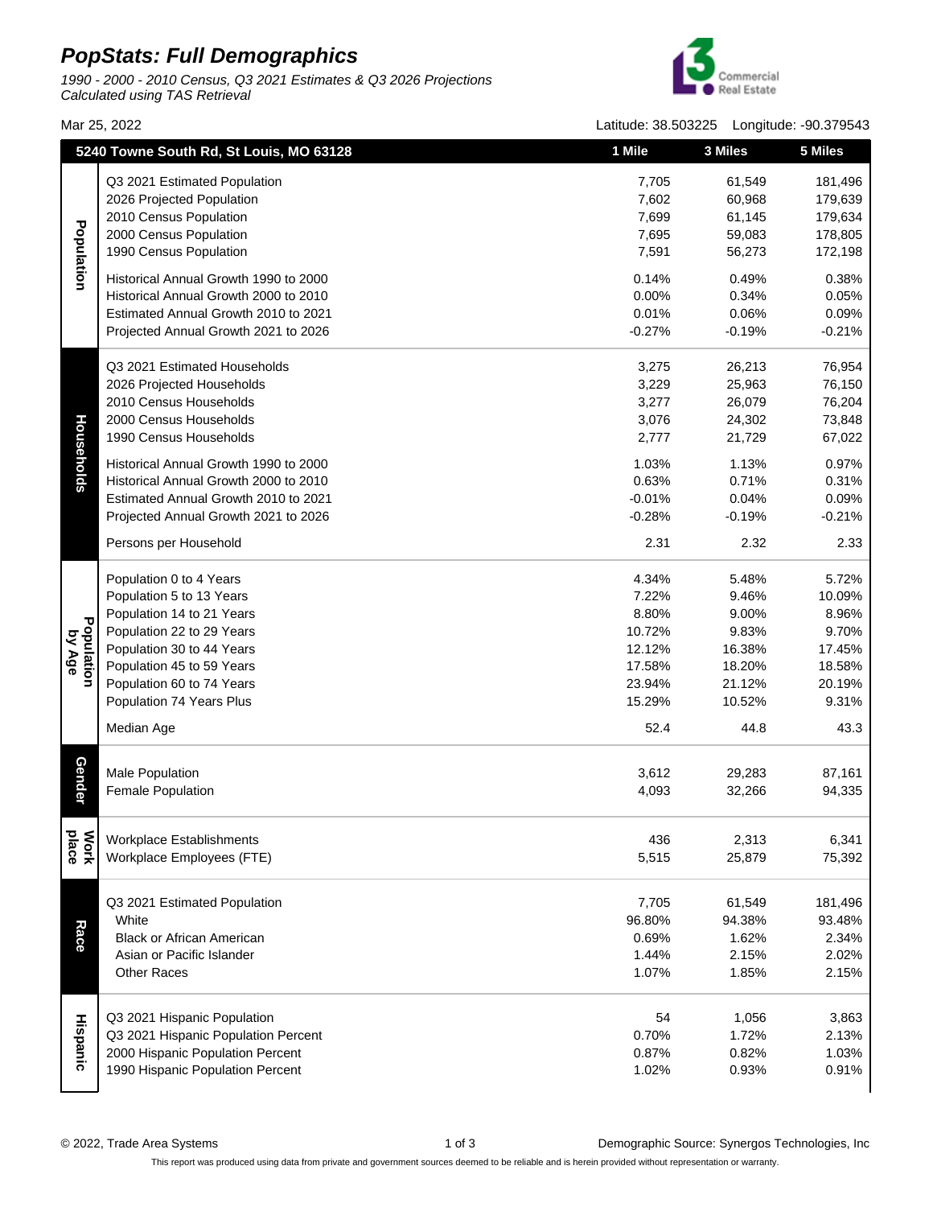# PopStats: Full Demographics

*1990 - 2000 - 2010 Census, Q3 2021 Estimates & Q3 2026 Projections*
*Calculated using TAS Retrieval*

Mar 25, 2022

Latitude: 38.503225 Longitude: -90.379543

| | 5240 Towne South Rd, St Louis, MO 63128 | 1 Mile | 3 Miles | 5 Miles |
|---|---|---|---|---|
| **Population** | Q3 2021 Estimated Population | 7,705 | 61,549 | 181,496 |
| | 2026 Projected Population | 7,602 | 60,968 | 179,639 |
| | 2010 Census Population | 7,699 | 61,145 | 179,634 |
| | 2000 Census Population | 7,695 | 59,083 | 178,805 |
| | 1990 Census Population | 7,591 | 56,273 | 172,198 |
| | Historical Annual Growth 1990 to 2000 | 0.14% | 0.49% | 0.38% |
| | Historical Annual Growth 2000 to 2010 | 0.00% | 0.34% | 0.05% |
| | Estimated Annual Growth 2010 to 2021 | 0.01% | 0.06% | 0.09% |
| | Projected Annual Growth 2021 to 2026 | -0.27% | -0.19% | -0.21% |
| **Households** | Q3 2021 Estimated Households | 3,275 | 26,213 | 76,954 |
| | 2026 Projected Households | 3,229 | 25,963 | 76,150 |
| | 2010 Census Households | 3,277 | 26,079 | 76,204 |
| | 2000 Census Households | 3,076 | 24,302 | 73,848 |
| | 1990 Census Households | 2,777 | 21,729 | 67,022 |
| | Historical Annual Growth 1990 to 2000 | 1.03% | 1.13% | 0.97% |
| | Historical Annual Growth 2000 to 2010 | 0.63% | 0.71% | 0.31% |
| | Estimated Annual Growth 2010 to 2021 | -0.01% | 0.04% | 0.09% |
| | Projected Annual Growth 2021 to 2026 | -0.28% | -0.19% | -0.21% |
| | Persons per Household | 2.31 | 2.32 | 2.33 |
| **Population by Age** | Population 0 to 4 Years | 4.34% | 5.48% | 5.72% |
| | Population 5 to 13 Years | 7.22% | 9.46% | 10.09% |
| | Population 14 to 21 Years | 8.80% | 9.00% | 8.96% |
| | Population 22 to 29 Years | 10.72% | 9.83% | 9.70% |
| | Population 30 to 44 Years | 12.12% | 16.38% | 17.45% |
| | Population 45 to 59 Years | 17.58% | 18.20% | 18.58% |
| | Population 60 to 74 Years | 23.94% | 21.12% | 20.19% |
| | Population 74 Years Plus | 15.29% | 10.52% | 9.31% |
| | Median Age | 52.4 | 44.8 | 43.3 |
| **Gender** | Male Population | 3,612 | 29,283 | 87,161 |
| | Female Population | 4,093 | 32,266 | 94,335 |
| **Work place** | Workplace Establishments | 436 | 2,313 | 6,341 |
| | Workplace Employees (FTE) | 5,515 | 25,879 | 75,392 |
| **Race** | Q3 2021 Estimated Population | 7,705 | 61,549 | 181,496 |
| | White | 96.80% | 94.38% | 93.48% |
| | Black or African American | 0.69% | 1.62% | 2.34% |
| | Asian or Pacific Islander | 1.44% | 2.15% | 2.02% |
| | Other Races | 1.07% | 1.85% | 2.15% |
| **Hispanic** | Q3 2021 Hispanic Population | 54 | 1,056 | 3,863 |
| | Q3 2021 Hispanic Population Percent | 0.70% | 1.72% | 2.13% |
| | 2000 Hispanic Population Percent | 0.87% | 0.82% | 1.03% |
| | 1990 Hispanic Population Percent | 1.02% | 0.93% | 0.91% |

© 2022, Trade Area Systems

Demographic Source: Synergos Technologies, Inc

This report was produced using data from private and government sources deemed to be reliable and is herein provided without representation or warranty.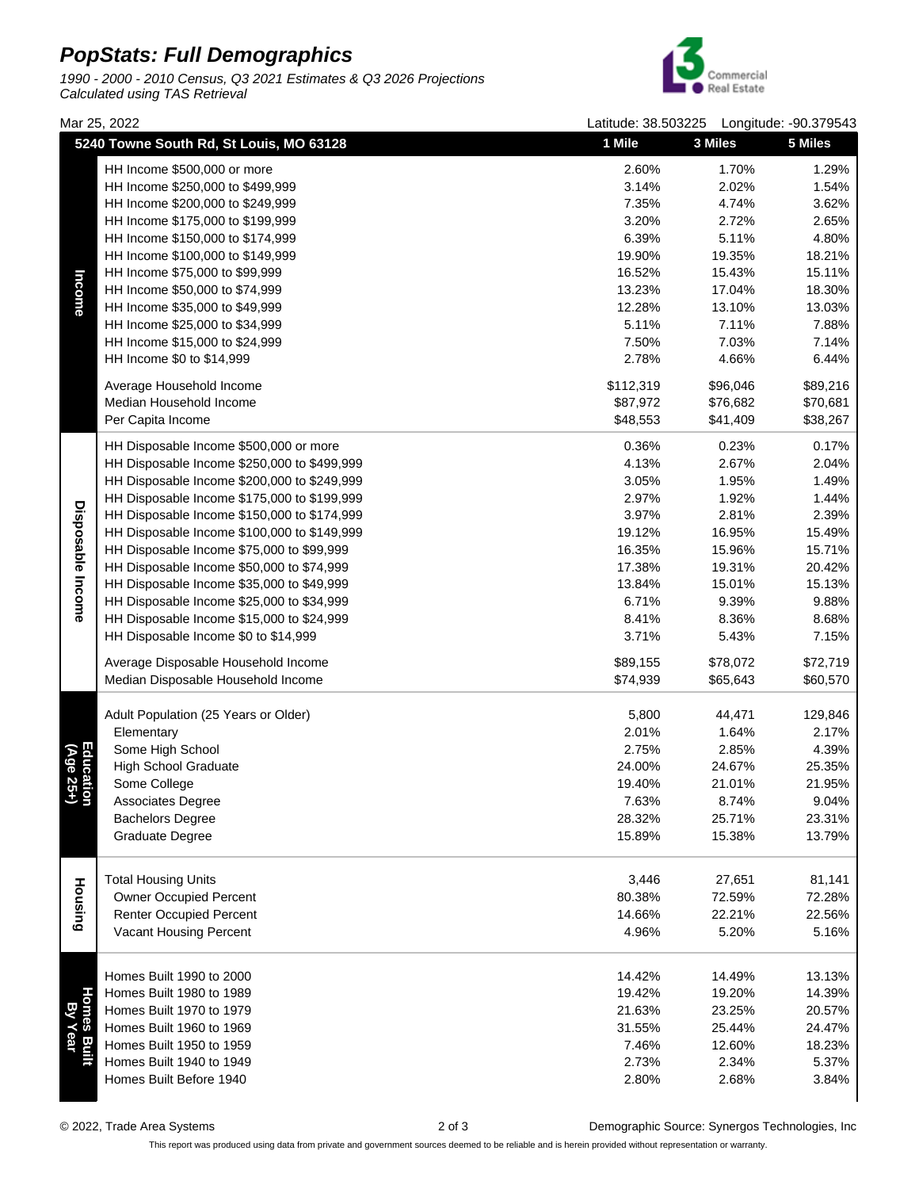# PopStats: Full Demographics

*1990 - 2000 - 2010 Census, Q3 2021 Estimates & Q3 2026 Projections*
*Calculated using TAS Retrieval*

Mar 25, 2022 | Latitude: 38.503225 | Longitude: -90.379543

| Section | 5240 Towne South Rd, St Louis, MO 63128 | 1 Mile | 3 Miles | 5 Miles |
|---|---|---|---|---|
| Income | HH Income $500,000 or more | 2.60% | 1.70% | 1.29% |
| | HH Income $250,000 to $499,999 | 3.14% | 2.02% | 1.54% |
| | HH Income $200,000 to $249,999 | 7.35% | 4.74% | 3.62% |
| | HH Income $175,000 to $199,999 | 3.20% | 2.72% | 2.65% |
| | HH Income $150,000 to $174,999 | 6.39% | 5.11% | 4.80% |
| | HH Income $100,000 to $149,999 | 19.90% | 19.35% | 18.21% |
| | HH Income $75,000 to $99,999 | 16.52% | 15.43% | 15.11% |
| | HH Income $50,000 to $74,999 | 13.23% | 17.04% | 18.30% |
| | HH Income $35,000 to $49,999 | 12.28% | 13.10% | 13.03% |
| | HH Income $25,000 to $34,999 | 5.11% | 7.11% | 7.88% |
| | HH Income $15,000 to $24,999 | 7.50% | 7.03% | 7.14% |
| | HH Income $0 to $14,999 | 2.78% | 4.66% | 6.44% |
| | Average Household Income | $112,319 | $96,046 | $89,216 |
| | Median Household Income | $87,972 | $76,682 | $70,681 |
| | Per Capita Income | $48,553 | $41,409 | $38,267 |
| Disposable Income | HH Disposable Income $500,000 or more | 0.36% | 0.23% | 0.17% |
| | HH Disposable Income $250,000 to $499,999 | 4.13% | 2.67% | 2.04% |
| | HH Disposable Income $200,000 to $249,999 | 3.05% | 1.95% | 1.49% |
| | HH Disposable Income $175,000 to $199,999 | 2.97% | 1.92% | 1.44% |
| | HH Disposable Income $150,000 to $174,999 | 3.97% | 2.81% | 2.39% |
| | HH Disposable Income $100,000 to $149,999 | 19.12% | 16.95% | 15.49% |
| | HH Disposable Income $75,000 to $99,999 | 16.35% | 15.96% | 15.71% |
| | HH Disposable Income $50,000 to $74,999 | 17.38% | 19.31% | 20.42% |
| | HH Disposable Income $35,000 to $49,999 | 13.84% | 15.01% | 15.13% |
| | HH Disposable Income $25,000 to $34,999 | 6.71% | 9.39% | 9.88% |
| | HH Disposable Income $15,000 to $24,999 | 8.41% | 8.36% | 8.68% |
| | HH Disposable Income $0 to $14,999 | 3.71% | 5.43% | 7.15% |
| | Average Disposable Household Income | $89,155 | $78,072 | $72,719 |
| | Median Disposable Household Income | $74,939 | $65,643 | $60,570 |
| Education (Age 25+) | Adult Population (25 Years or Older) | 5,800 | 44,471 | 129,846 |
| | Elementary | 2.01% | 1.64% | 2.17% |
| | Some High School | 2.75% | 2.85% | 4.39% |
| | High School Graduate | 24.00% | 24.67% | 25.35% |
| | Some College | 19.40% | 21.01% | 21.95% |
| | Associates Degree | 7.63% | 8.74% | 9.04% |
| | Bachelors Degree | 28.32% | 25.71% | 23.31% |
| | Graduate Degree | 15.89% | 15.38% | 13.79% |
| Housing | Total Housing Units | 3,446 | 27,651 | 81,141 |
| | Owner Occupied Percent | 80.38% | 72.59% | 72.28% |
| | Renter Occupied Percent | 14.66% | 22.21% | 22.56% |
| | Vacant Housing Percent | 4.96% | 5.20% | 5.16% |
| Homes Built By Year | Homes Built 1990 to 2000 | 14.42% | 14.49% | 13.13% |
| | Homes Built 1980 to 1989 | 19.42% | 19.20% | 14.39% |
| | Homes Built 1970 to 1979 | 21.63% | 23.25% | 20.57% |
| | Homes Built 1960 to 1969 | 31.55% | 25.44% | 24.47% |
| | Homes Built 1950 to 1959 | 7.46% | 12.60% | 18.23% |
| | Homes Built 1940 to 1949 | 2.73% | 2.34% | 5.37% |
| | Homes Built Before 1940 | 2.80% | 2.68% | 3.84% |

© 2022, Trade Area Systems — Demographic Source: Synergos Technologies, Inc

This report was produced using data from private and government sources deemed to be reliable and is herein provided without representation or warranty.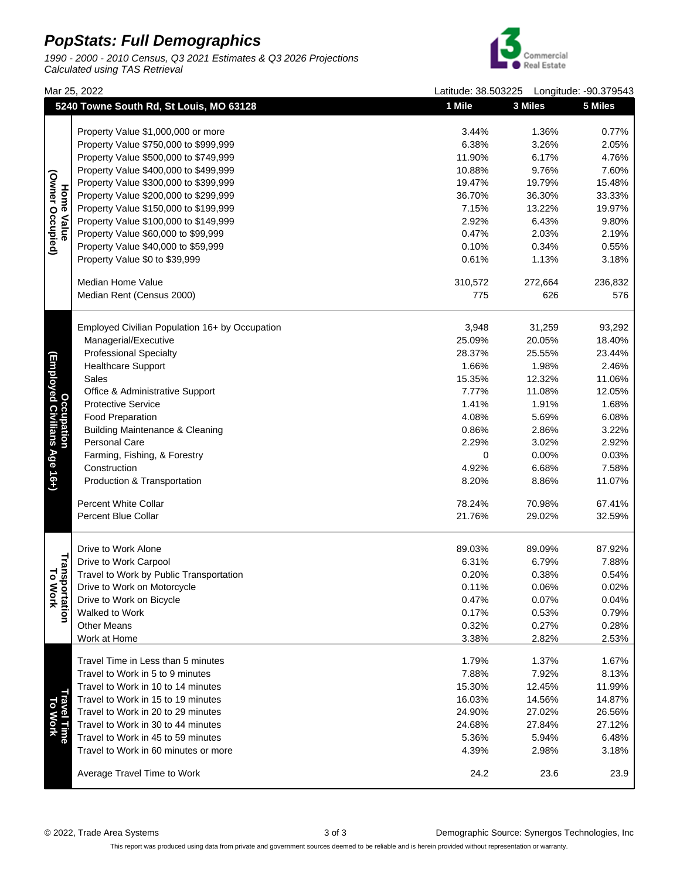# PopStats: Full Demographics

*1990 - 2000 - 2010 Census, Q3 2021 Estimates & Q3 2026 Projections*
*Calculated using TAS Retrieval*

Mar 25, 2022 | Latitude: 38.503225 | Longitude: -90.379543

| | 5240 Towne South Rd, St Louis, MO 63128 | 1 Mile | 3 Miles | 5 Miles |
|---|---|---|---|---|
| **Home Value (Owner Occupied)** | Property Value $1,000,000 or more | 3.44% | 1.36% | 0.77% |
| | Property Value $750,000 to $999,999 | 6.38% | 3.26% | 2.05% |
| | Property Value $500,000 to $749,999 | 11.90% | 6.17% | 4.76% |
| | Property Value $400,000 to $499,999 | 10.88% | 9.76% | 7.60% |
| | Property Value $300,000 to $399,999 | 19.47% | 19.79% | 15.48% |
| | Property Value $200,000 to $299,999 | 36.70% | 36.30% | 33.33% |
| | Property Value $150,000 to $199,999 | 7.15% | 13.22% | 19.97% |
| | Property Value $100,000 to $149,999 | 2.92% | 6.43% | 9.80% |
| | Property Value $60,000 to $99,999 | 0.47% | 2.03% | 2.19% |
| | Property Value $40,000 to $59,999 | 0.10% | 0.34% | 0.55% |
| | Property Value $0 to $39,999 | 0.61% | 1.13% | 3.18% |
| | Median Home Value | 310,572 | 272,664 | 236,832 |
| | Median Rent (Census 2000) | 775 | 626 | 576 |
| **Occupation (Employed Civilians Age 16+)** | Employed Civilian Population 16+ by Occupation | 3,948 | 31,259 | 93,292 |
| | Managerial/Executive | 25.09% | 20.05% | 18.40% |
| | Professional Specialty | 28.37% | 25.55% | 23.44% |
| | Healthcare Support | 1.66% | 1.98% | 2.46% |
| | Sales | 15.35% | 12.32% | 11.06% |
| | Office & Administrative Support | 7.77% | 11.08% | 12.05% |
| | Protective Service | 1.41% | 1.91% | 1.68% |
| | Food Preparation | 4.08% | 5.69% | 6.08% |
| | Building Maintenance & Cleaning | 0.86% | 2.86% | 3.22% |
| | Personal Care | 2.29% | 3.02% | 2.92% |
| | Farming, Fishing, & Forestry | 0 | 0.00% | 0.03% |
| | Construction | 4.92% | 6.68% | 7.58% |
| | Production & Transportation | 8.20% | 8.86% | 11.07% |
| | Percent White Collar | 78.24% | 70.98% | 67.41% |
| | Percent Blue Collar | 21.76% | 29.02% | 32.59% |
| **Transportation To Work** | Drive to Work Alone | 89.03% | 89.09% | 87.92% |
| | Drive to Work Carpool | 6.31% | 6.79% | 7.88% |
| | Travel to Work by Public Transportation | 0.20% | 0.38% | 0.54% |
| | Drive to Work on Motorcycle | 0.11% | 0.06% | 0.02% |
| | Drive to Work on Bicycle | 0.47% | 0.07% | 0.04% |
| | Walked to Work | 0.17% | 0.53% | 0.79% |
| | Other Means | 0.32% | 0.27% | 0.28% |
| | Work at Home | 3.38% | 2.82% | 2.53% |
| **Travel Time To Work** | Travel Time in Less than 5 minutes | 1.79% | 1.37% | 1.67% |
| | Travel to Work in 5 to 9 minutes | 7.88% | 7.92% | 8.13% |
| | Travel to Work in 10 to 14 minutes | 15.30% | 12.45% | 11.99% |
| | Travel to Work in 15 to 19 minutes | 16.03% | 14.56% | 14.87% |
| | Travel to Work in 20 to 29 minutes | 24.90% | 27.02% | 26.56% |
| | Travel to Work in 30 to 44 minutes | 24.68% | 27.84% | 27.12% |
| | Travel to Work in 45 to 59 minutes | 5.36% | 5.94% | 6.48% |
| | Travel to Work in 60 minutes or more | 4.39% | 2.98% | 3.18% |
| | Average Travel Time to Work | 24.2 | 23.6 | 23.9 |

© 2022, Trade Area Systems | Demographic Source: Synergos Technologies, Inc

This report was produced using data from private and government sources deemed to be reliable and is herein provided without representation or warranty.